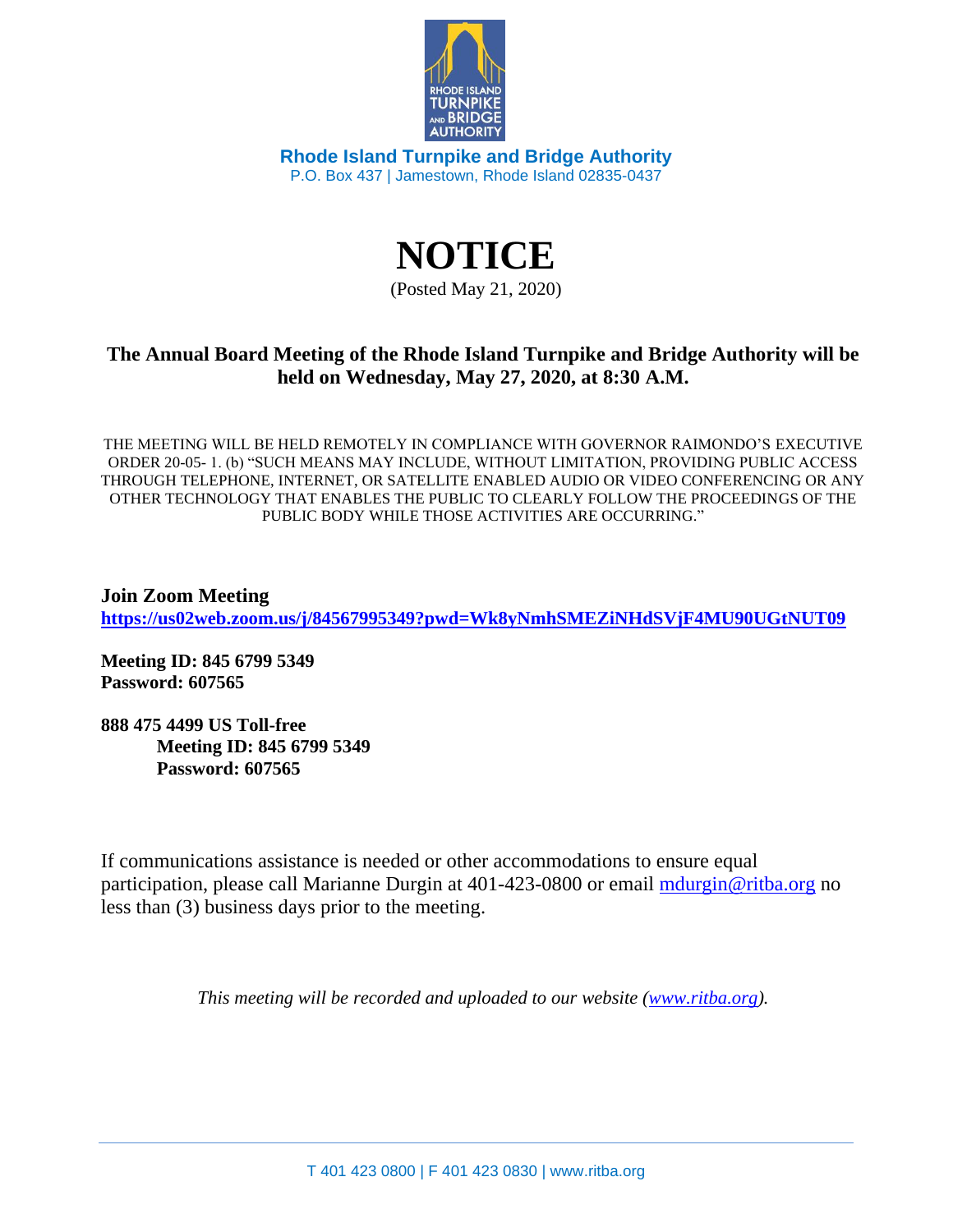**Rhode Island Turnpike and Bridge Authority**
P.O. Box 437 | Jamestown, Rhode Island 02835-0437

# NOTICE

(Posted May 21, 2020)

## The Annual Board Meeting of the Rhode Island Turnpike and Bridge Authority will be held on Wednesday, May 27, 2020, at 8:30 A.M.

THE MEETING WILL BE HELD REMOTELY IN COMPLIANCE WITH GOVERNOR RAIMONDO'S EXECUTIVE ORDER 20-05- 1. (b) "SUCH MEANS MAY INCLUDE, WITHOUT LIMITATION, PROVIDING PUBLIC ACCESS THROUGH TELEPHONE, INTERNET, OR SATELLITE ENABLED AUDIO OR VIDEO CONFERENCING OR ANY OTHER TECHNOLOGY THAT ENABLES THE PUBLIC TO CLEARLY FOLLOW THE PROCEEDINGS OF THE PUBLIC BODY WHILE THOSE ACTIVITIES ARE OCCURRING."

**Join Zoom Meeting**
**https://us02web.zoom.us/j/84567995349?pwd=Wk8yNmhSMEZiNHdSVjF4MU90UGtNUT09**

**Meeting ID: 845 6799 5349**
**Password: 607565**

**888 475 4499 US Toll-free**
**Meeting ID: 845 6799 5349**
**Password: 607565**

If communications assistance is needed or other accommodations to ensure equal participation, please call Marianne Durgin at 401-423-0800 or email mdurgin@ritba.org no less than (3) business days prior to the meeting.

*This meeting will be recorded and uploaded to our website (www.ritba.org).*

T 401 423 0800 | F 401 423 0830 | www.ritba.org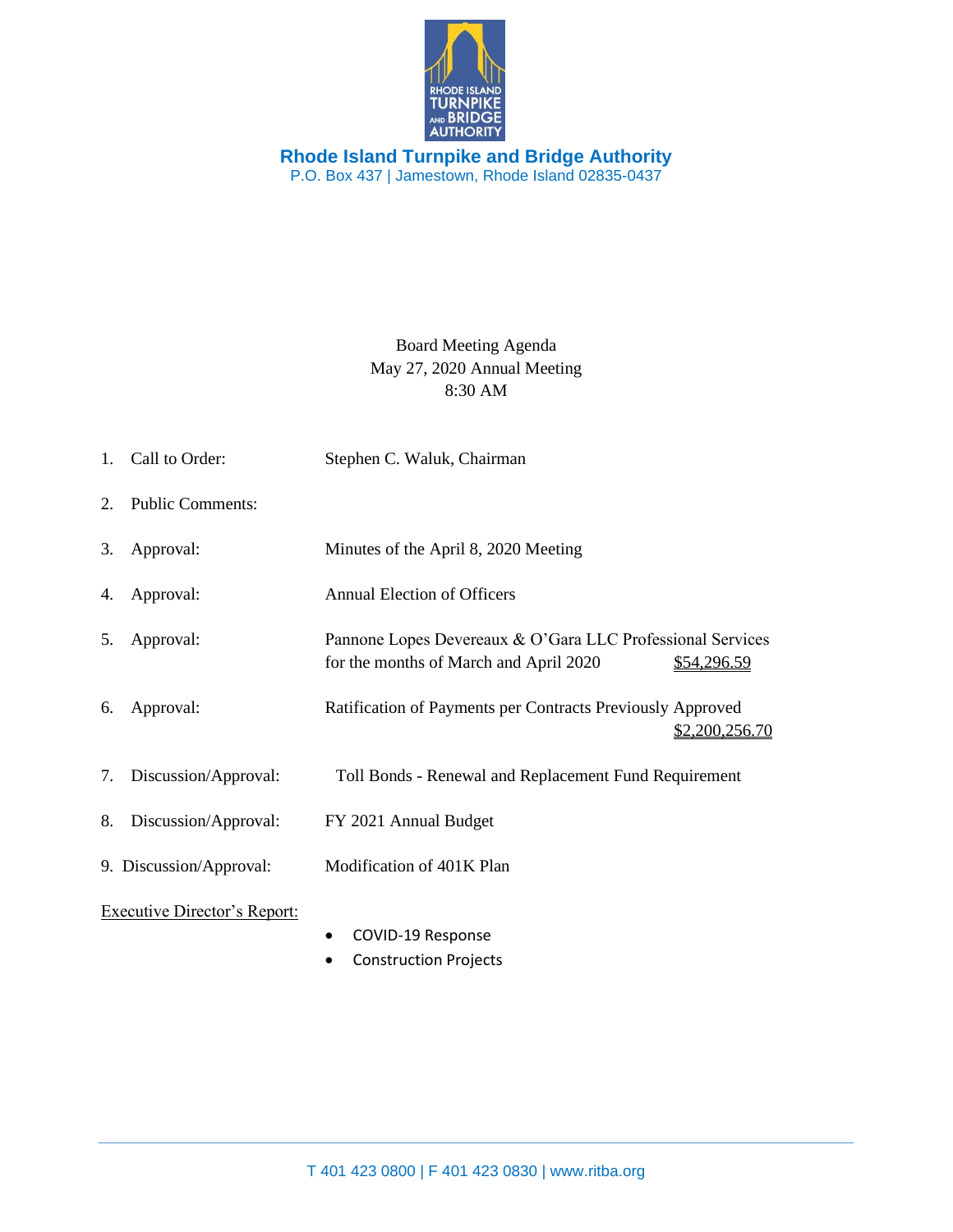# Rhode Island Turnpike and Bridge Authority

P.O. Box 437 | Jamestown, Rhode Island 02835-0437

Board Meeting Agenda
May 27, 2020 Annual Meeting
8:30 AM

1. Call to Order: Stephen C. Waluk, Chairman
2. Public Comments:
3. Approval: Minutes of the April 8, 2020 Meeting
4. Approval: Annual Election of Officers
5. Approval: Pannone Lopes Devereaux & O'Gara LLC Professional Services for the months of March and April 2020 $54,296.59
6. Approval: Ratification of Payments per Contracts Previously Approved $2,200,256.70
7. Discussion/Approval: Toll Bonds - Renewal and Replacement Fund Requirement
8. Discussion/Approval: FY 2021 Annual Budget
9. Discussion/Approval: Modification of 401K Plan

Executive Director's Report:

- COVID-19 Response
- Construction Projects

T 401 423 0800 | F 401 423 0830 | www.ritba.org